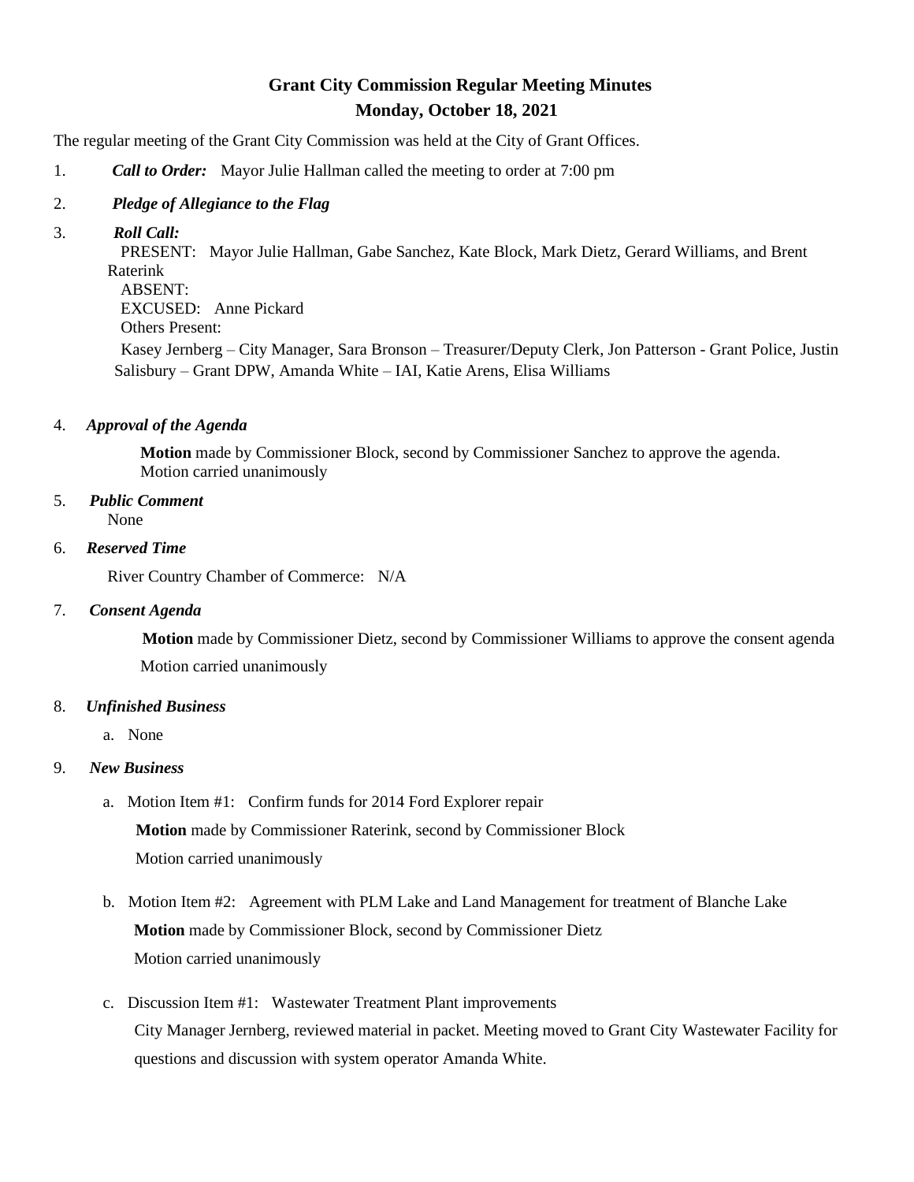# Grant City Commission Regular Meeting Minutes

## Monday, October 18, 2021

The regular meeting of the Grant City Commission was held at the City of Grant Offices.

1. ***Call to Order:*** Mayor Julie Hallman called the meeting to order at 7:00 pm

2. ***Pledge of Allegiance to the Flag***

3. ***Roll Call:***

   PRESENT: Mayor Julie Hallman, Gabe Sanchez, Kate Block, Mark Dietz, Gerard Williams, and Brent Raterink

   ABSENT:

   EXCUSED: Anne Pickard

   Others Present:

   Kasey Jernberg – City Manager, Sara Bronson – Treasurer/Deputy Clerk, Jon Patterson - Grant Police, Justin Salisbury – Grant DPW, Amanda White – IAI, Katie Arens, Elisa Williams

4. ***Approval of the Agenda***

   **Motion** made by Commissioner Block, second by Commissioner Sanchez to approve the agenda. Motion carried unanimously

5. ***Public Comment***

   None

6. ***Reserved Time***

   River Country Chamber of Commerce: N/A

7. ***Consent Agenda***

   **Motion** made by Commissioner Dietz, second by Commissioner Williams to approve the consent agenda

   Motion carried unanimously

8. ***Unfinished Business***

   a. None

9. ***New Business***

   a. Motion Item #1: Confirm funds for 2014 Ford Explorer repair

      **Motion** made by Commissioner Raterink, second by Commissioner Block

      Motion carried unanimously

   b. Motion Item #2: Agreement with PLM Lake and Land Management for treatment of Blanche Lake

      **Motion** made by Commissioner Block, second by Commissioner Dietz

      Motion carried unanimously

   c. Discussion Item #1: Wastewater Treatment Plant improvements

      City Manager Jernberg, reviewed material in packet. Meeting moved to Grant City Wastewater Facility for questions and discussion with system operator Amanda White.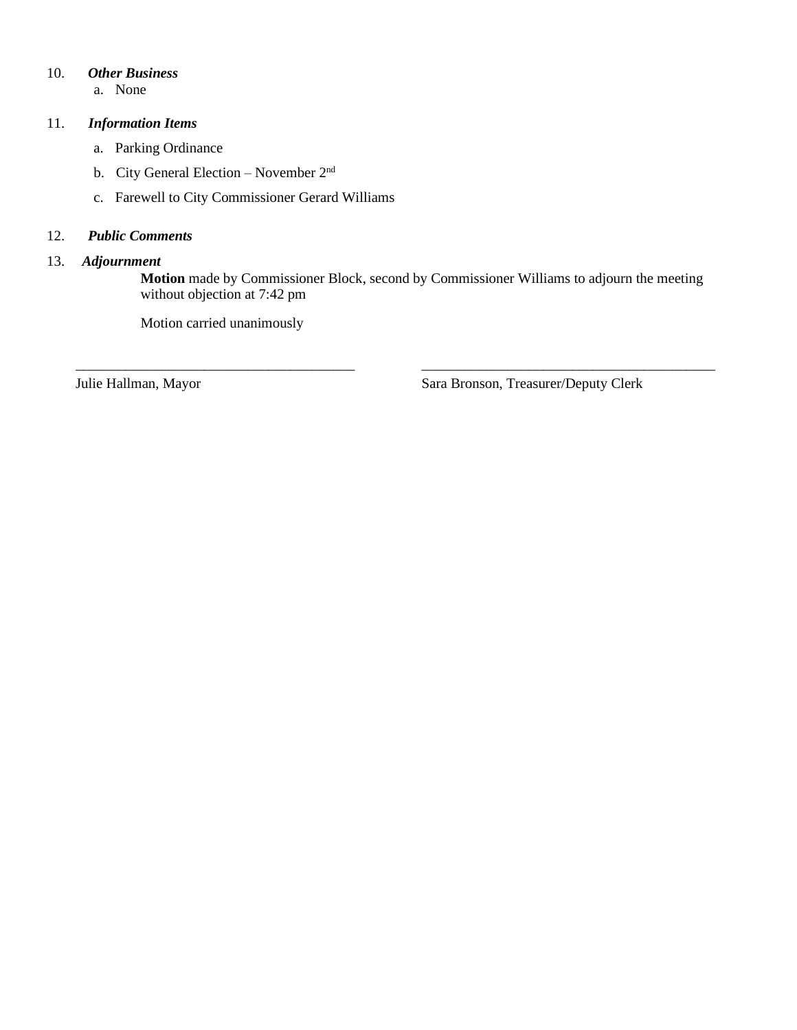10. ***Other Business***
    a. None

11. ***Information Items***
    a. Parking Ordinance
    b. City General Election – November 2nd
    c. Farewell to City Commissioner Gerard Williams

12. ***Public Comments***

13. ***Adjournment***

**Motion** made by Commissioner Block, second by Commissioner Williams to adjourn the meeting without objection at 7:42 pm

Motion carried unanimously

| | |
|---|---|
| _______________________________________ | __________________________________________ |
| Julie Hallman, Mayor | Sara Bronson, Treasurer/Deputy Clerk |